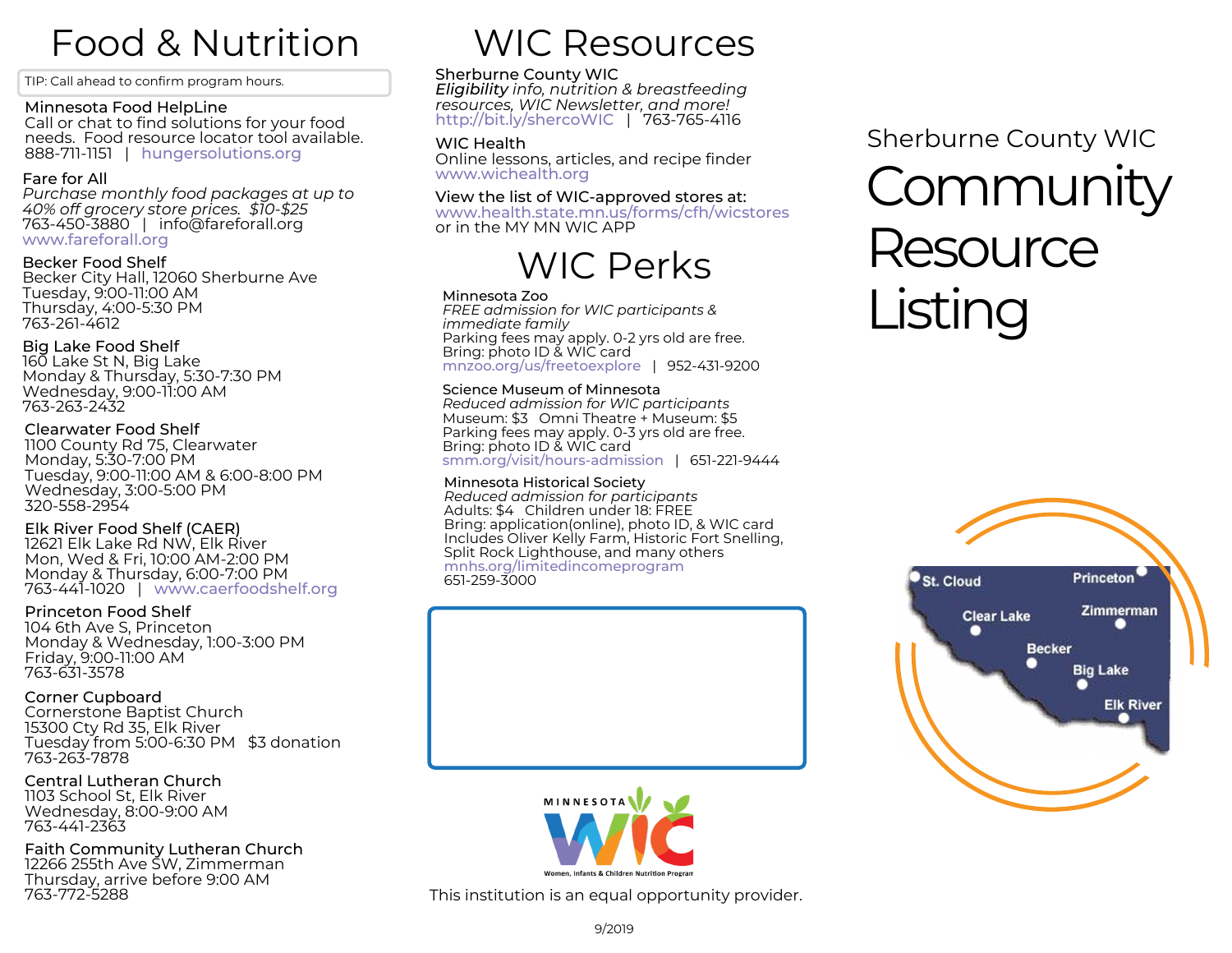# Food & Nutrition

TIP: Call ahead to confirm program hours.

**Minnesota Food HelpLine**
Call or chat to find solutions for your food needs. Food resource locator tool available.
888-711-1151 | hungersolutions.org

**Fare for All**
*Purchase monthly food packages at up to 40% off grocery store prices. $10-$25*
763-450-3880 | info@fareforall.org
www.fareforall.org

**Becker Food Shelf**
Becker City Hall, 12060 Sherburne Ave
Tuesday, 9:00-11:00 AM
Thursday, 4:00-5:30 PM
763-261-4612

**Big Lake Food Shelf**
160 Lake St N, Big Lake
Monday & Thursday, 5:30-7:30 PM
Wednesday, 9:00-11:00 AM
763-263-2432

**Clearwater Food Shelf**
1100 County Rd 75, Clearwater
Monday, 5:30-7:00 PM
Tuesday, 9:00-11:00 AM & 6:00-8:00 PM
Wednesday, 3:00-5:00 PM
320-558-2954

**Elk River Food Shelf (CAER)**
12621 Elk Lake Rd NW, Elk River
Mon, Wed & Fri, 10:00 AM-2:00 PM
Monday & Thursday, 6:00-7:00 PM
763-441-1020 | www.caerfoodshelf.org

**Princeton Food Shelf**
104 6th Ave S, Princeton
Monday & Wednesday, 1:00-3:00 PM
Friday, 9:00-11:00 AM
763-631-3578

**Corner Cupboard**
Cornerstone Baptist Church
15300 Cty Rd 35, Elk River
Tuesday from 5:00-6:30 PM $3 donation
763-263-7878

**Central Lutheran Church**
1103 School St, Elk River
Wednesday, 8:00-9:00 AM
763-441-2363

**Faith Community Lutheran Church**
12266 255th Ave SW, Zimmerman
Thursday, arrive before 9:00 AM
763-772-5288

# WIC Resources

**Sherburne County WIC**
***Eligibility** info, nutrition & breastfeeding resources, WIC Newsletter, and more!*
http://bit.ly/shercoWIC | 763-765-4116

**WIC Health**
Online lessons, articles, and recipe finder
www.wichealth.org

**View the list of WIC-approved stores at:**
www.health.state.mn.us/forms/cfh/wicstores
or in the MY MN WIC APP

# WIC Perks

**Minnesota Zoo**
*FREE admission for WIC participants & immediate family*
Parking fees may apply. 0-2 yrs old are free.
Bring: photo ID & WIC card
mnzoo.org/us/freetoexplore | 952-431-9200

**Science Museum of Minnesota**
*Reduced admission for WIC participants*
Museum: $3 Omni Theatre + Museum: $5
Parking fees may apply. 0-3 yrs old are free.
Bring: photo ID & WIC card
smm.org/visit/hours-admission | 651-221-9444

**Minnesota Historical Society**
*Reduced admission for participants*
Adults: $4 Children under 18: FREE
Bring: application(online), photo ID, & WIC card
Includes Oliver Kelly Farm, Historic Fort Snelling, Split Rock Lighthouse, and many others
mnhs.org/limitedincomeprogram
651-259-3000

MINNESOTA WIC
Women, Infants & Children Nutrition Program

This institution is an equal opportunity provider.

9/2019

Sherburne County WIC

# Community Resource Listing

St. Cloud, Princeton, Clear Lake, Zimmerman, Becker, Big Lake, Elk River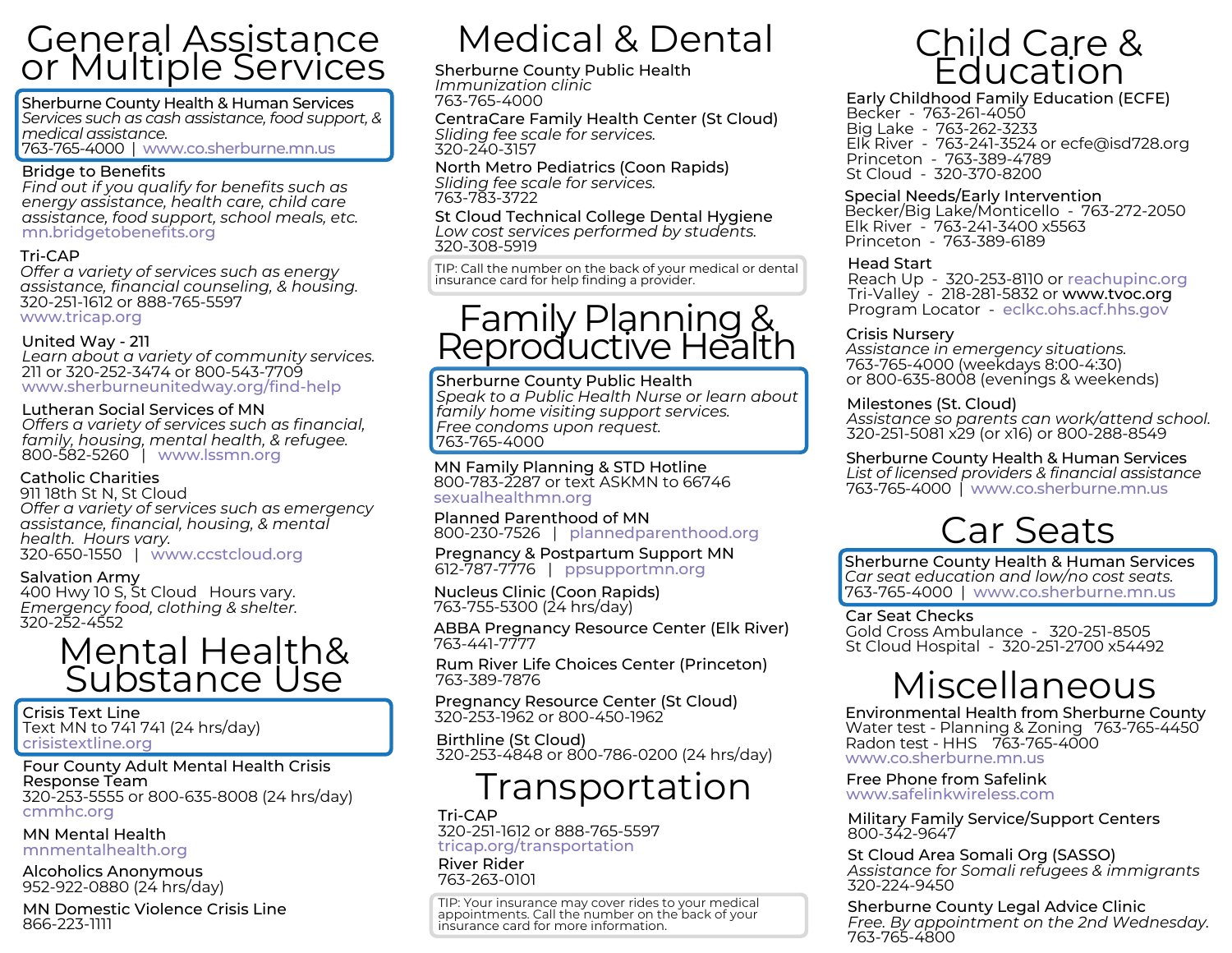# General Assistance or Multiple Services

**Sherburne County Health & Human Services**
*Services such as cash assistance, food support, & medical assistance.*
763-765-4000 | www.co.sherburne.mn.us

**Bridge to Benefits**
*Find out if you qualify for benefits such as energy assistance, health care, child care assistance, food support, school meals, etc.*
mn.bridgetobenefits.org

**Tri-CAP**
*Offer a variety of services such as energy assistance, financial counseling, & housing.*
320-251-1612 or 888-765-5597
www.tricap.org

**United Way - 211**
*Learn about a variety of community services.*
211 or 320-252-3474 or 800-543-7709
www.sherburneunitedway.org/find-help

**Lutheran Social Services of MN**
*Offers a variety of services such as financial, family, housing, mental health, & refugee.*
800-582-5260 | www.lssmn.org

**Catholic Charities**
911 18th St N, St Cloud
*Offer a variety of services such as emergency assistance, financial, housing, & mental health. Hours vary.*
320-650-1550 | www.ccstcloud.org

**Salvation Army**
400 Hwy 10 S, St Cloud Hours vary.
*Emergency food, clothing & shelter.*
320-252-4552

# Mental Health& Substance Use

**Crisis Text Line**
Text MN to 741 741 (24 hrs/day)
crisistextline.org

**Four County Adult Mental Health Crisis Response Team**
320-253-5555 or 800-635-8008 (24 hrs/day)
cmmhc.org

**MN Mental Health**
mnmentalhealth.org

**Alcoholics Anonymous**
952-922-0880 (24 hrs/day)

**MN Domestic Violence Crisis Line**
866-223-1111

# Medical & Dental

**Sherburne County Public Health**
*Immunization clinic*
763-765-4000

**CentraCare Family Health Center (St Cloud)**
*Sliding fee scale for services.*
320-240-3157

**North Metro Pediatrics (Coon Rapids)**
*Sliding fee scale for services.*
763-783-3722

**St Cloud Technical College Dental Hygiene**
*Low cost services performed by students.*
320-308-5919

TIP: Call the number on the back of your medical or dental insurance card for help finding a provider.

# Family Planning & Reproductive Health

**Sherburne County Public Health**
*Speak to a Public Health Nurse or learn about family home visiting support services.*
*Free condoms upon request.*
763-765-4000

**MN Family Planning & STD Hotline**
800-783-2287 or text ASKMN to 66746
sexualhealthmn.org

**Planned Parenthood of MN**
800-230-7526 | plannedparenthood.org

**Pregnancy & Postpartum Support MN**
612-787-7776 | ppsupportmn.org

**Nucleus Clinic (Coon Rapids)**
763-755-5300 (24 hrs/day)

**ABBA Pregnancy Resource Center (Elk River)**
763-441-7777

**Rum River Life Choices Center (Princeton)**
763-389-7876

**Pregnancy Resource Center (St Cloud)**
320-253-1962 or 800-450-1962

**Birthline (St Cloud)**
320-253-4848 or 800-786-0200 (24 hrs/day)

# Transportation

**Tri-CAP**
320-251-1612 or 888-765-5597
tricap.org/transportation

**River Rider**
763-263-0101

TIP: Your insurance may cover rides to your medical appointments. Call the number on the back of your insurance card for more information.

# Child Care & Education

**Early Childhood Family Education (ECFE)**
Becker - 763-261-4050
Big Lake - 763-262-3233
Elk River - 763-241-3524 or ecfe@isd728.org
Princeton - 763-389-4789
St Cloud - 320-370-8200

**Special Needs/Early Intervention**
Becker/Big Lake/Monticello - 763-272-2050
Elk River - 763-241-3400 x5563
Princeton - 763-389-6189

**Head Start**
Reach Up - 320-253-8110 or reachupinc.org
Tri-Valley - 218-281-5832 or www.tvoc.org
Program Locator - eclkc.ohs.acf.hhs.gov

**Crisis Nursery**
*Assistance in emergency situations.*
763-765-4000 (weekdays 8:00-4:30)
or 800-635-8008 (evenings & weekends)

**Milestones (St. Cloud)**
*Assistance so parents can work/attend school.*
320-251-5081 x29 (or x16) or 800-288-8549

**Sherburne County Health & Human Services**
*List of licensed providers & financial assistance*
763-765-4000 | www.co.sherburne.mn.us

# Car Seats

**Sherburne County Health & Human Services**
*Car seat education and low/no cost seats.*
763-765-4000 | www.co.sherburne.mn.us

**Car Seat Checks**
Gold Cross Ambulance - 320-251-8505
St Cloud Hospital - 320-251-2700 x54492

# Miscellaneous

**Environmental Health from Sherburne County**
Water test - Planning & Zoning 763-765-4450
Radon test - HHS 763-765-4000
www.co.sherburne.mn.us

**Free Phone from Safelink**
www.safelinkwireless.com

**Military Family Service/Support Centers**
800-342-9647

**St Cloud Area Somali Org (SASSO)**
*Assistance for Somali refugees & immigrants*
320-224-9450

**Sherburne County Legal Advice Clinic**
*Free. By appointment on the 2nd Wednesday.*
763-765-4800